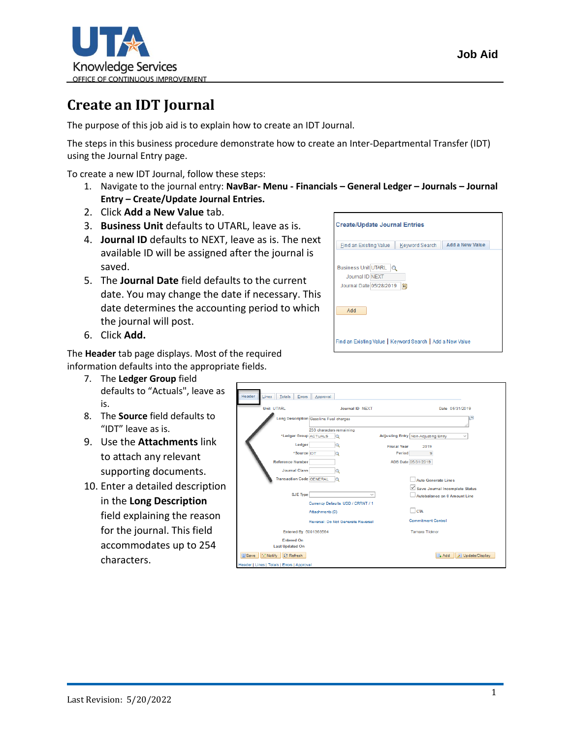# Create an IDT Journal

The purpose of this job aid is to explain how to create an IDT Journal.

The steps in this business procedure demonstrate how to create an Inter-Departmental Transfer (IDT) using the Journal Entry page.

To create a new IDT Journal, follow these steps:

1. Navigate to the journal entry: **NavBar- Menu - Financials – General Ledger – Journals – Journal Entry – Create/Update Journal Entries.**
2. Click **Add a New Value** tab.
3. **Business Unit** defaults to UTARL, leave as is.
4. **Journal ID** defaults to NEXT, leave as is. The next available ID will be assigned after the journal is saved.
5. The **Journal Date** field defaults to the current date. You may change the date if necessary. This date determines the accounting period to which the journal will post.
6. Click **Add.**

The **Header** tab page displays. Most of the required information defaults into the appropriate fields.

7. The **Ledger Group** field defaults to "Actuals", leave as is.
8. The **Source** field defaults to "IDT" leave as is.
9. Use the **Attachments** link to attach any relevant supporting documents.
10. Enter a detailed description in the **Long Description** field explaining the reason for the journal. This field accommodates up to 254 characters.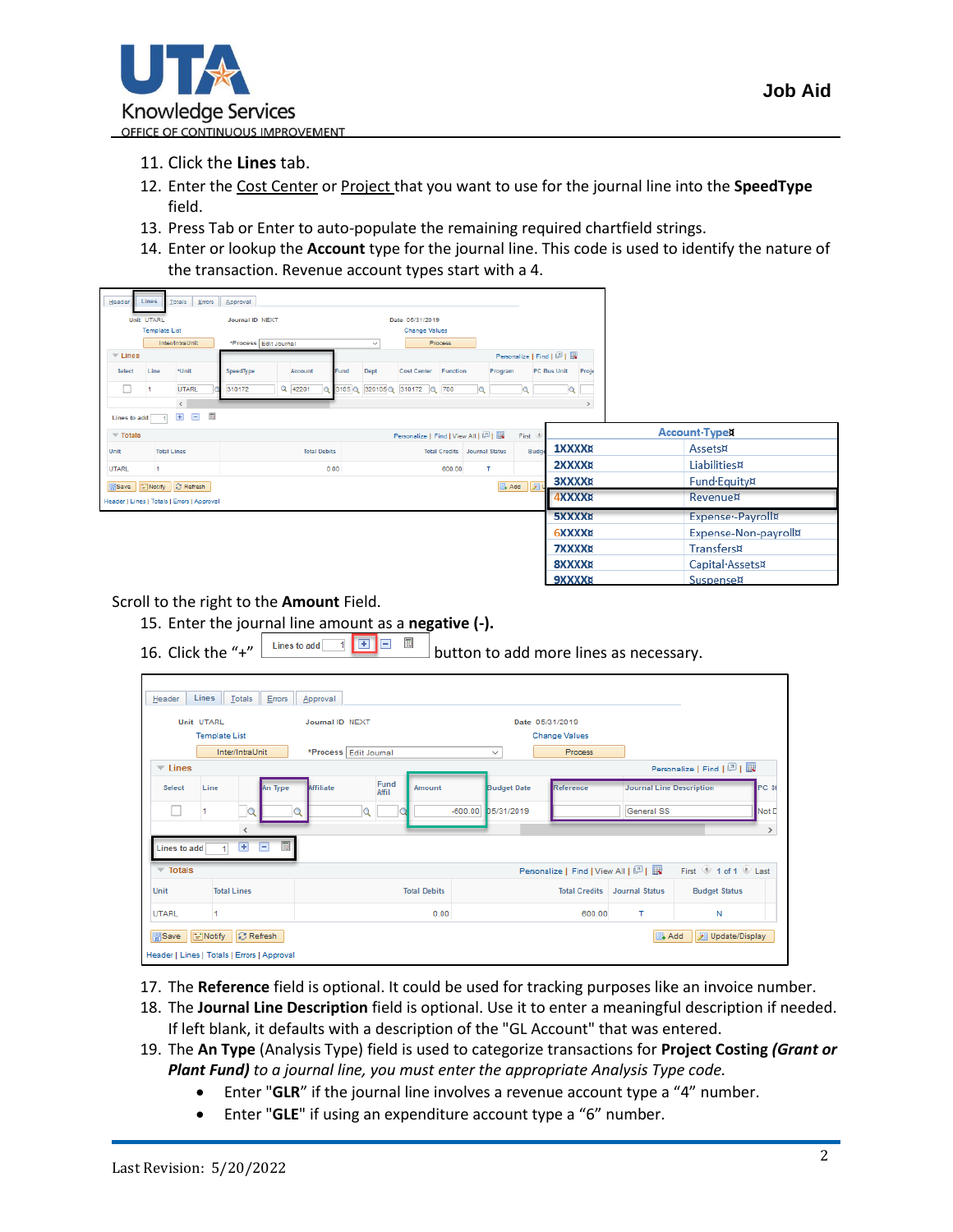11. Click the **Lines** tab.
12. Enter the Cost Center or Project that you want to use for the journal line into the **SpeedType** field.
13. Press Tab or Enter to auto-populate the remaining required chartfield strings.
14. Enter or lookup the **Account** type for the journal line. This code is used to identify the nature of the transaction. Revenue account types start with a 4.

| Account Type | |
|---|---|
| 1XXXXX | Assets |
| 2XXXXX | Liabilities |
| 3XXXXX | Fund Equity |
| 4XXXXX | Revenue |
| 5XXXXX | Expense - Payroll |
| 6XXXXX | Expense-Non-payroll |
| 7XXXXX | Transfers |
| 8XXXXX | Capital Assets |
| 9XXXXX | Suspense |

Scroll to the right to the **Amount** Field.

15. Enter the journal line amount as a **negative (-).**
16. Click the "+" button to add more lines as necessary.

17. The **Reference** field is optional. It could be used for tracking purposes like an invoice number.
18. The **Journal Line Description** field is optional. Use it to enter a meaningful description if needed. If left blank, it defaults with a description of the "GL Account" that was entered.
19. The **An Type** (Analysis Type) field is used to categorize transactions for **Project Costing *(Grant or Plant Fund)*** *to a journal line, you must enter the appropriate Analysis Type code.*
    - Enter "**GLR**" if the journal line involves a revenue account type a "4" number.
    - Enter "**GLE**" if using an expenditure account type a "6" number.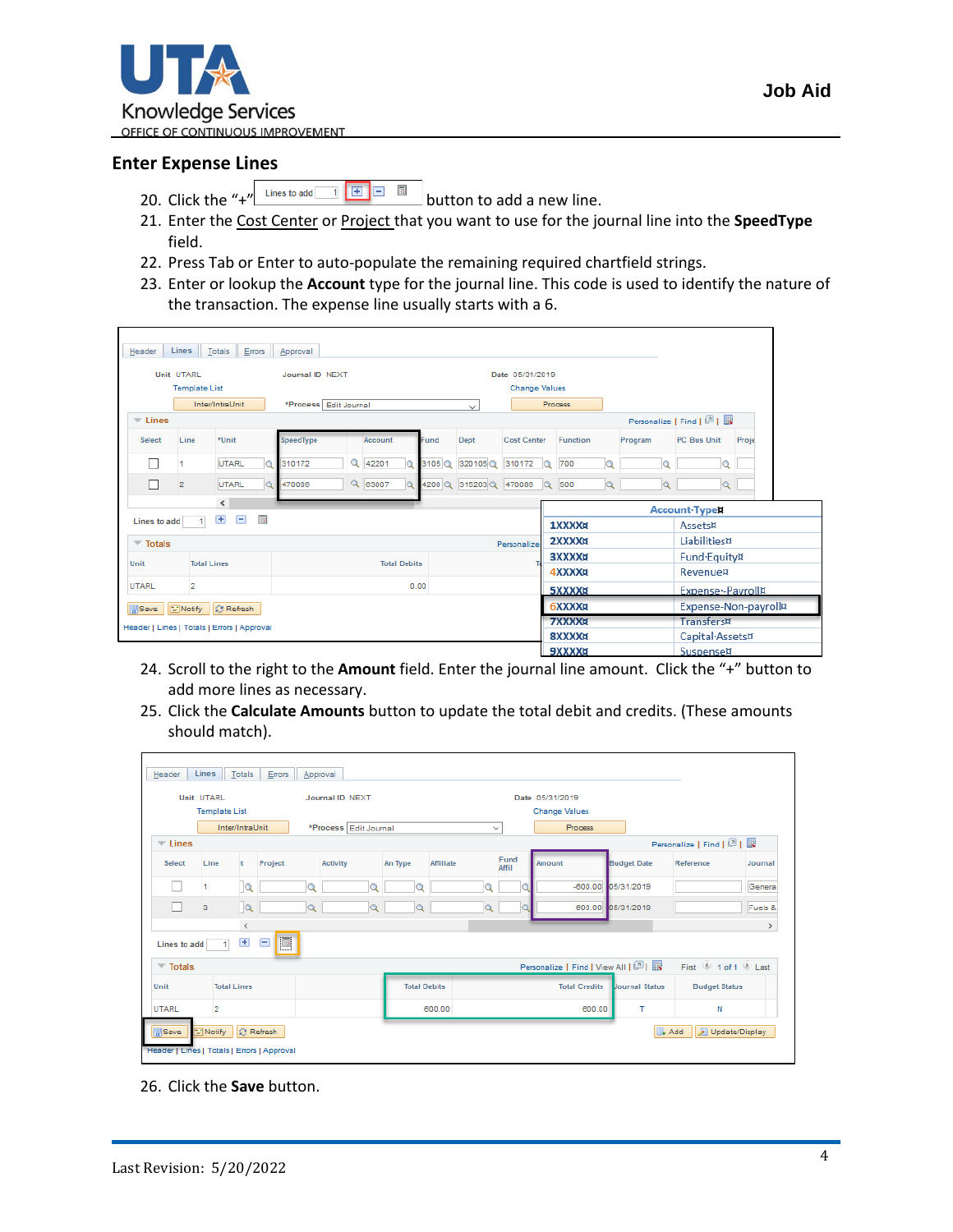## Enter Expense Lines

20. Click the "+" button to add a new line.
21. Enter the Cost Center or Project that you want to use for the journal line into the **SpeedType** field.
22. Press Tab or Enter to auto-populate the remaining required chartfield strings.
23. Enter or lookup the **Account** type for the journal line. This code is used to identify the nature of the transaction. The expense line usually starts with a 6.

| Account Type | |
|---|---|
| 1XXXX | Assets |
| 2XXXX | Liabilities |
| 3XXXX | Fund Equity |
| 4XXXX | Revenue |
| 5XXXX | Expense-Payroll |
| 6XXXX | Expense-Non-payroll |
| 7XXXX | Transfers |
| 8XXXX | Capital Assets |
| 9XXXX | Suspense |

24. Scroll to the right to the **Amount** field. Enter the journal line amount. Click the "+" button to add more lines as necessary.
25. Click the **Calculate Amounts** button to update the total debit and credits. (These amounts should match).
26. Click the **Save** button.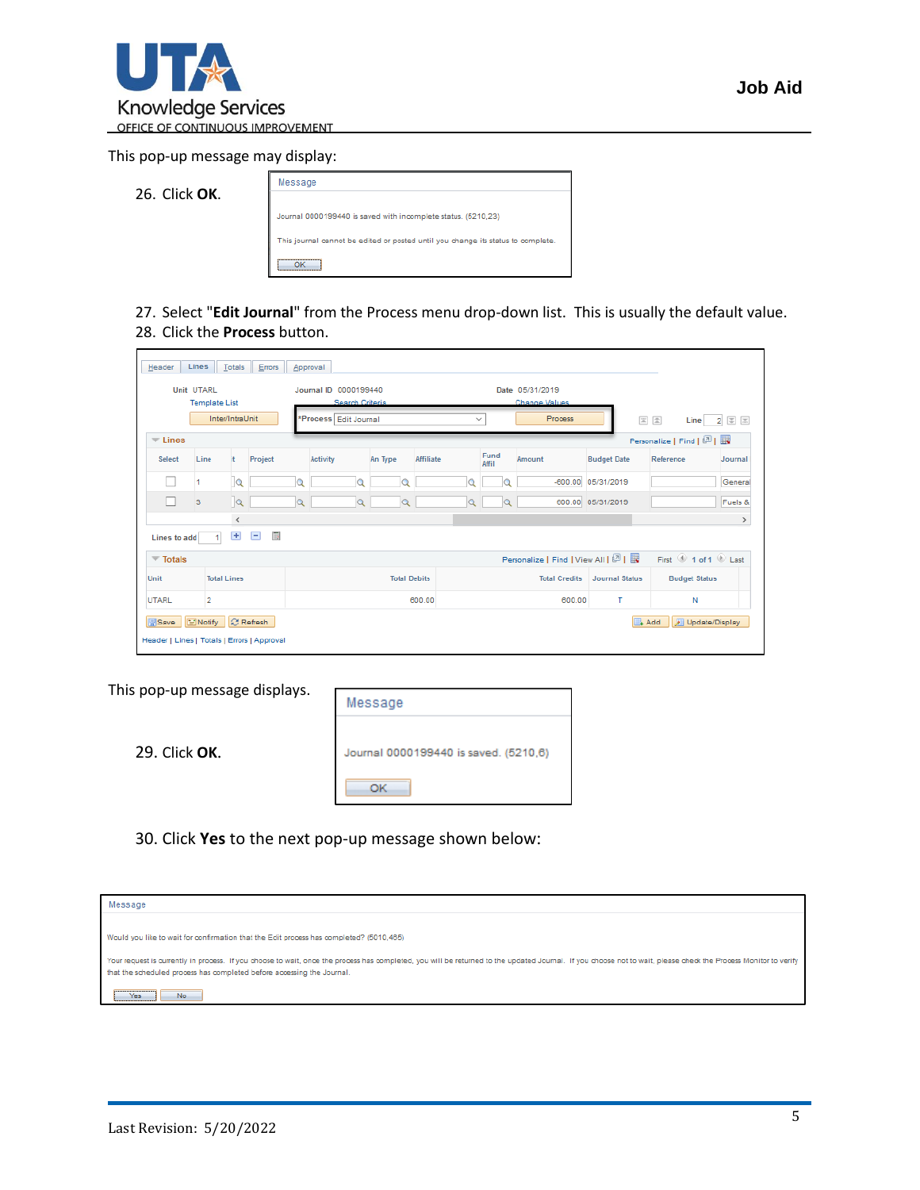This pop-up message may display:

26. Click **OK**.

> **Message**
>
> Journal 0000199440 is saved with incomplete status. (5210,23)
>
> This journal cannot be edited or posted until you change its status to complete.
>
> OK

27. Select "**Edit Journal**" from the Process menu drop-down list. This is usually the default value.
28. Click the **Process** button.

This pop-up message displays.

29. Click **OK**.

> **Message**
>
> Journal 0000199440 is saved. (5210,6)
>
> OK

30. Click **Yes** to the next pop-up message shown below:

> **Message**
>
> Would you like to wait for confirmation that the Edit process has completed? (5010,465)
>
> Your request is currently in process. If you choose to wait, once the process has completed, you will be returned to the updated Journal. If you choose not to wait, please check the Process Monitor to verify that the scheduled process has completed before accessing the Journal.
>
> Yes No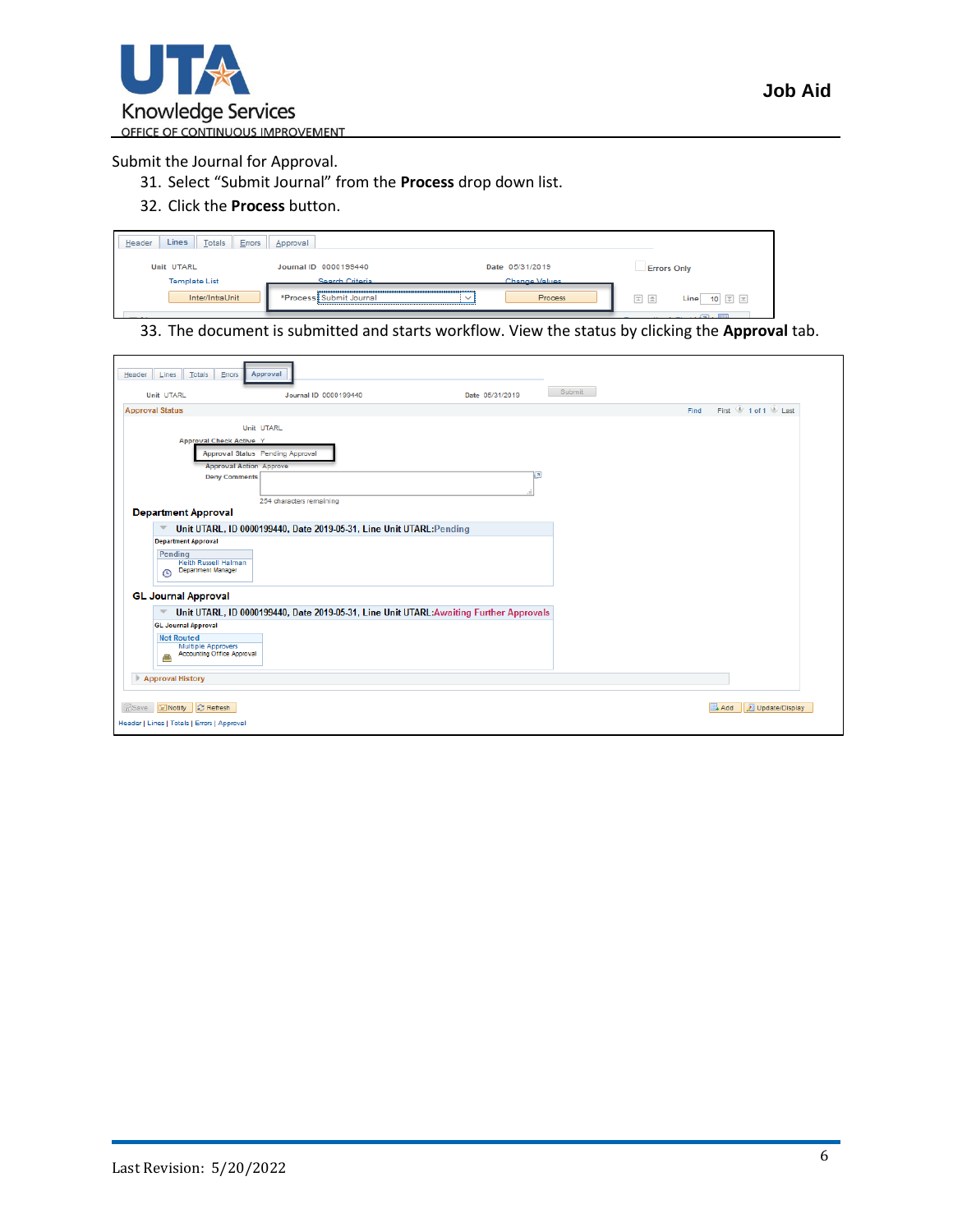Submit the Journal for Approval.

31. Select "Submit Journal" from the **Process** drop down list.
32. Click the **Process** button.

33. The document is submitted and starts workflow. View the status by clicking the **Approval** tab.